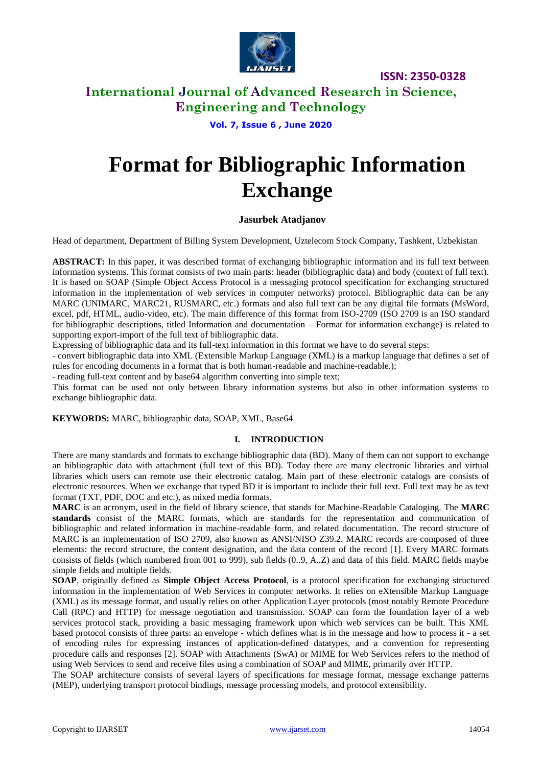# Format for Bibliographic Information Exchange

**Jasurbek Atadjanov**

Head of department, Department of Billing System Development, Uztelecom Stock Company, Tashkent, Uzbekistan

**ABSTRACT:** In this paper, it was described format of exchanging bibliographic information and its full text between information systems. This format consists of two main parts: header (bibliographic data) and body (context of full text). It is based on SOAP (Simple Object Access Protocol is a messaging protocol specification for exchanging structured information in the implementation of web services in computer networks) protocol. Bibliographic data can be any MARC (UNIMARC, MARC21, RUSMARC, etc.) formats and also full text can be any digital file formats (MsWord, excel, pdf, HTML, audio-video, etc). The main difference of this format from ISO-2709 (ISO 2709 is an ISO standard for bibliographic descriptions, titled Information and documentation – Format for information exchange) is related to supporting export-import of the full text of bibliographic data.

Expressing of bibliographic data and its full-text information in this format we have to do several steps:

- convert bibliographic data into XML (Extensible Markup Language (XML) is a markup language that defines a set of rules for encoding documents in a format that is both human-readable and machine-readable.);
- reading full-text content and by base64 algorithm converting into simple text;

This format can be used not only between library information systems but also in other information systems to exchange bibliographic data.

**KEYWORDS:** MARC, bibliographic data, SOAP, XML, Base64

## I. INTRODUCTION

There are many standards and formats to exchange bibliographic data (BD). Many of them can not support to exchange an bibliographic data with attachment (full text of this BD). Today there are many electronic libraries and virtual libraries which users can remote use their electronic catalog. Main part of these electronic catalogs are consists of electronic resources. When we exchange that typed BD it is important to include their full text. Full text may be as text format (TXT, PDF, DOC and etc.), as mixed media formats.

**MARC** is an acronym, used in the field of library science, that stands for Machine-Readable Cataloging. The **MARC standards** consist of the MARC formats, which are standards for the representation and communication of bibliographic and related information in machine-readable form, and related documentation. The record structure of MARC is an implementation of ISO 2709, also known as ANSI/NISO Z39.2. MARC records are composed of three elements: the record structure, the content designation, and the data content of the record [1]. Every MARC formats consists of fields (which numbered from 001 to 999), sub fields (0..9, A..Z) and data of this field. MARC fields maybe simple fields and multiple fields.

**SOAP**, originally defined as **Simple Object Access Protocol**, is a protocol specification for exchanging structured information in the implementation of Web Services in computer networks. It relies on eXtensible Markup Language (XML) as its message format, and usually relies on other Application Layer protocols (most notably Remote Procedure Call (RPC) and HTTP) for message negotiation and transmission. SOAP can form the foundation layer of a web services protocol stack, providing a basic messaging framework upon which web services can be built. This XML based protocol consists of three parts: an envelope - which defines what is in the message and how to process it - a set of encoding rules for expressing instances of application-defined datatypes, and a convention for representing procedure calls and responses [2]. SOAP with Attachments (SwA) or MIME for Web Services refers to the method of using Web Services to send and receive files using a combination of SOAP and MIME, primarily over HTTP.

The SOAP architecture consists of several layers of specifications for message format, message exchange patterns (MEP), underlying transport protocol bindings, message processing models, and protocol extensibility.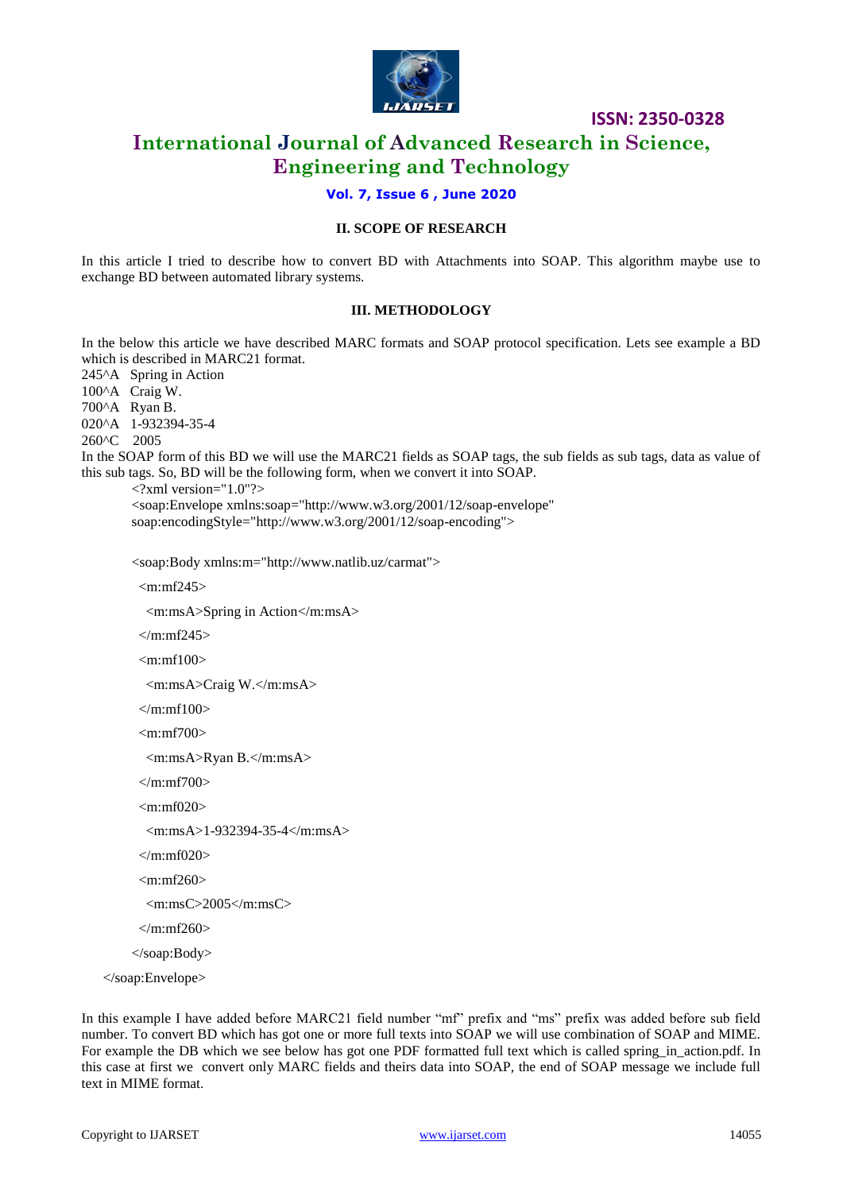## II. SCOPE OF RESEARCH

In this article I tried to describe how to convert BD with Attachments into SOAP. This algorithm maybe use to exchange BD between automated library systems.

## III. METHODOLOGY

In the below this article we have described MARC formats and SOAP protocol specification. Lets see example a BD which is described in MARC21 format.

```
245^A  Spring in Action
100^A  Craig W.
700^A  Ryan B.
020^A  1-932394-35-4
260^C  2005
```

In the SOAP form of this BD we will use the MARC21 fields as SOAP tags, the sub fields as sub tags, data as value of this sub tags. So, BD will be the following form, when we convert it into SOAP.

```
<?xml version="1.0"?>
<soap:Envelope xmlns:soap="http://www.w3.org/2001/12/soap-envelope"
soap:encodingStyle="http://www.w3.org/2001/12/soap-encoding">

<soap:Body xmlns:m="http://www.natlib.uz/carmat">
  <m:mf245>
    <m:msA>Spring in Action</m:msA>
  </m:mf245>
  <m:mf100>
    <m:msA>Craig W.</m:msA>
  </m:mf100>
  <m:mf700>
    <m:msA>Ryan B.</m:msA>
  </m:mf700>
  <m:mf020>
    <m:msA>1-932394-35-4</m:msA>
  </m:mf020>
  <m:mf260>
    <m:msC>2005</m:msC>
  </m:mf260>
</soap:Body>
</soap:Envelope>
```

In this example I have added before MARC21 field number "mf" prefix and "ms" prefix was added before sub field number. To convert BD which has got one or more full texts into SOAP we will use combination of SOAP and MIME. For example the DB which we see below has got one PDF formatted full text which is called spring_in_action.pdf. In this case at first we convert only MARC fields and theirs data into SOAP, the end of SOAP message we include full text in MIME format.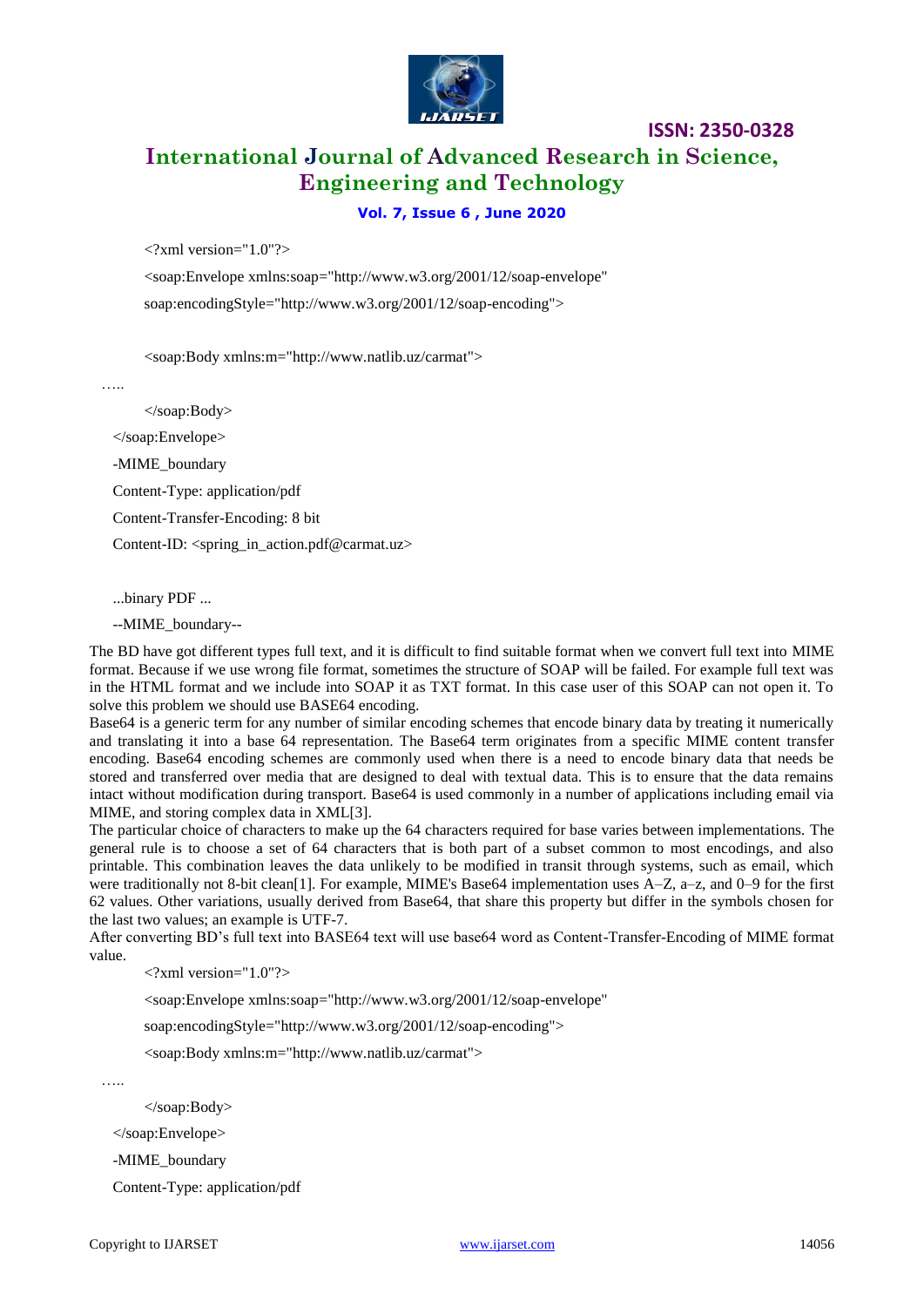```
<?xml version="1.0"?>
<soap:Envelope xmlns:soap="http://www.w3.org/2001/12/soap-envelope"
soap:encodingStyle="http://www.w3.org/2001/12/soap-encoding">

<soap:Body xmlns:m="http://www.natlib.uz/carmat">
…..
</soap:Body>
</soap:Envelope>
-MIME_boundary
Content-Type: application/pdf
Content-Transfer-Encoding: 8 bit
Content-ID: <spring_in_action.pdf@carmat.uz>

...binary PDF ...
--MIME_boundary--
```

The BD have got different types full text, and it is difficult to find suitable format when we convert full text into MIME format. Because if we use wrong file format, sometimes the structure of SOAP will be failed. For example full text was in the HTML format and we include into SOAP it as TXT format. In this case user of this SOAP can not open it. To solve this problem we should use BASE64 encoding.

Base64 is a generic term for any number of similar encoding schemes that encode binary data by treating it numerically and translating it into a base 64 representation. The Base64 term originates from a specific MIME content transfer encoding. Base64 encoding schemes are commonly used when there is a need to encode binary data that needs be stored and transferred over media that are designed to deal with textual data. This is to ensure that the data remains intact without modification during transport. Base64 is used commonly in a number of applications including email via MIME, and storing complex data in XML[3].

The particular choice of characters to make up the 64 characters required for base varies between implementations. The general rule is to choose a set of 64 characters that is both part of a subset common to most encodings, and also printable. This combination leaves the data unlikely to be modified in transit through systems, such as email, which were traditionally not 8-bit clean[1]. For example, MIME's Base64 implementation uses A–Z, a–z, and 0–9 for the first 62 values. Other variations, usually derived from Base64, that share this property but differ in the symbols chosen for the last two values; an example is UTF-7.

After converting BD's full text into BASE64 text will use base64 word as Content-Transfer-Encoding of MIME format value.

```
<?xml version="1.0"?>
<soap:Envelope xmlns:soap="http://www.w3.org/2001/12/soap-envelope"
soap:encodingStyle="http://www.w3.org/2001/12/soap-encoding">
<soap:Body xmlns:m="http://www.natlib.uz/carmat">
…..
</soap:Body>
</soap:Envelope>
-MIME_boundary
Content-Type: application/pdf
```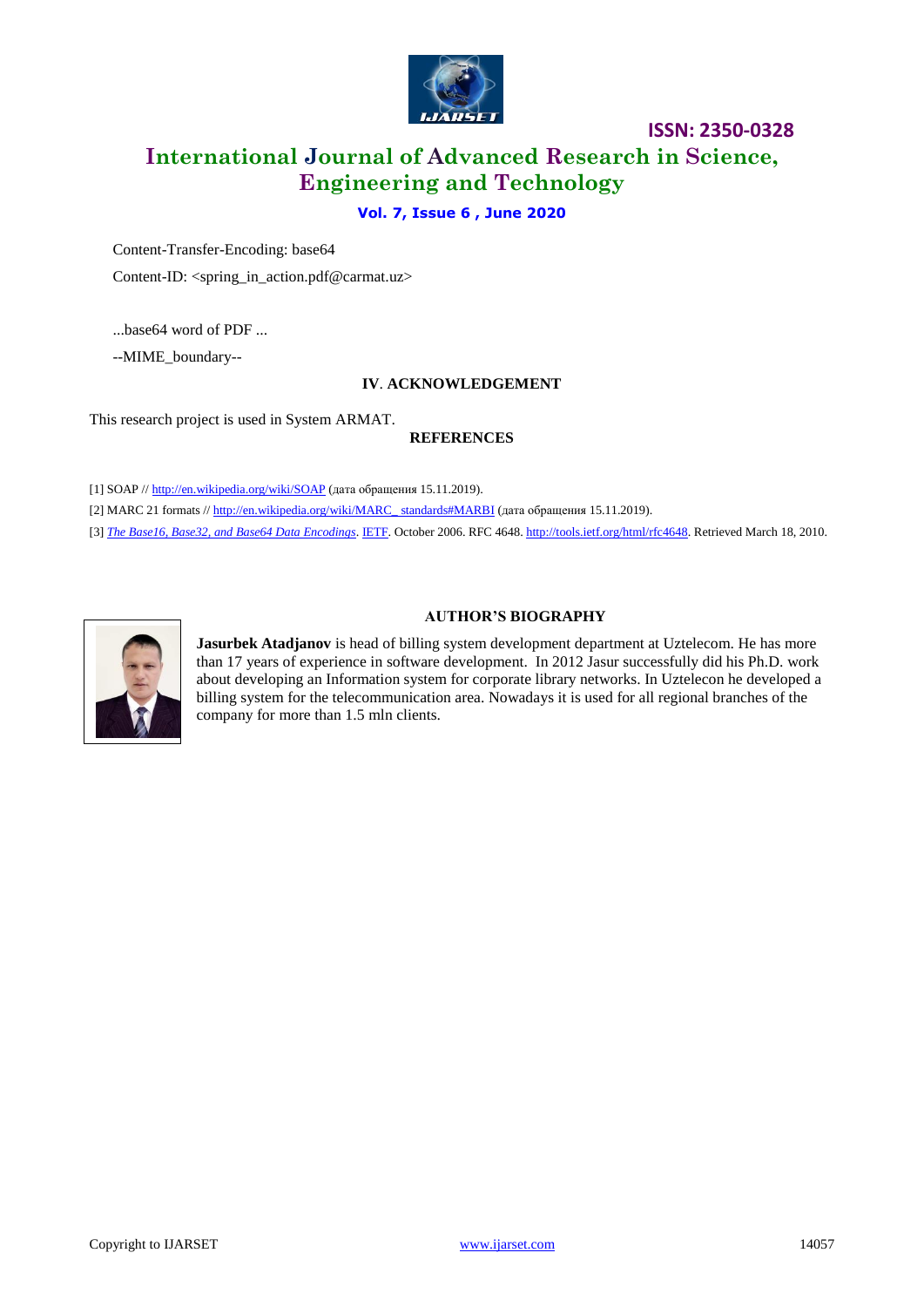Content-Transfer-Encoding: base64

Content-ID: <spring_in_action.pdf@carmat.uz>

...base64 word of PDF ...

--MIME_boundary--

## IV. ACKNOWLEDGEMENT

This research project is used in System ARMAT.

## REFERENCES

[1] SOAP // http://en.wikipedia.org/wiki/SOAP (дата обращения 15.11.2019).

[2] MARC 21 formats // http://en.wikipedia.org/wiki/MARC_standards#MARBI (дата обращения 15.11.2019).

[3] *The Base16, Base32, and Base64 Data Encodings*. IETF. October 2006. RFC 4648. http://tools.ietf.org/html/rfc4648. Retrieved March 18, 2010.

## AUTHOR'S BIOGRAPHY

**Jasurbek Atadjanov** is head of billing system development department at Uztelecom. He has more than 17 years of experience in software development. In 2012 Jasur successfully did his Ph.D. work about developing an Information system for corporate library networks. In Uztelecon he developed a billing system for the telecommunication area. Nowadays it is used for all regional branches of the company for more than 1.5 mln clients.